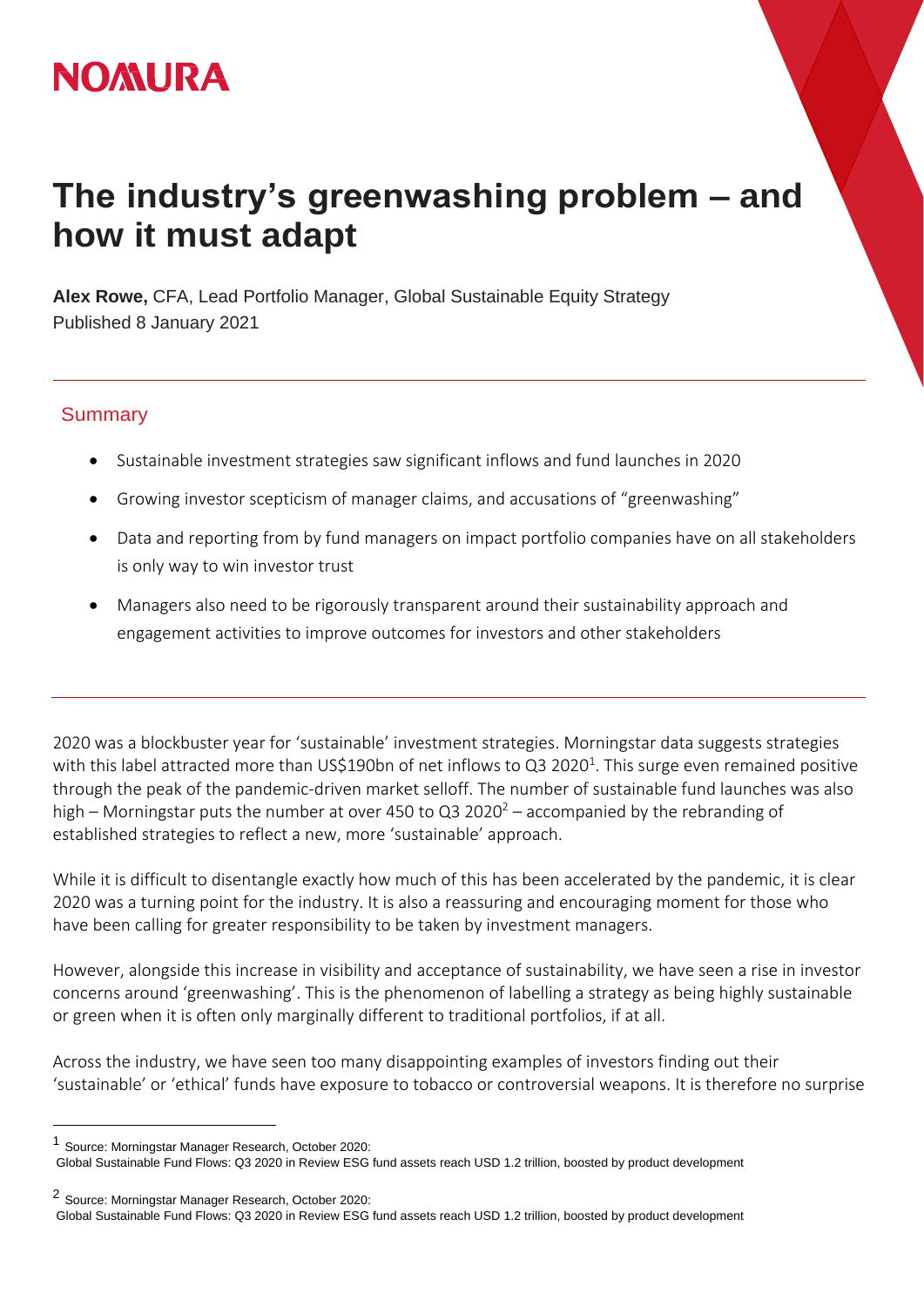NOMURA

# The industry's greenwashing problem – and how it must adapt

**Alex Rowe,** CFA, Lead Portfolio Manager, Global Sustainable Equity Strategy
Published 8 January 2021

## Summary

- Sustainable investment strategies saw significant inflows and fund launches in 2020
- Growing investor scepticism of manager claims, and accusations of "greenwashing"
- Data and reporting from by fund managers on impact portfolio companies have on all stakeholders is only way to win investor trust
- Managers also need to be rigorously transparent around their sustainability approach and engagement activities to improve outcomes for investors and other stakeholders

2020 was a blockbuster year for 'sustainable' investment strategies. Morningstar data suggests strategies with this label attracted more than US$190bn of net inflows to Q3 2020[1]. This surge even remained positive through the peak of the pandemic-driven market selloff. The number of sustainable fund launches was also high – Morningstar puts the number at over 450 to Q3 2020[2] – accompanied by the rebranding of established strategies to reflect a new, more 'sustainable' approach.

While it is difficult to disentangle exactly how much of this has been accelerated by the pandemic, it is clear 2020 was a turning point for the industry. It is also a reassuring and encouraging moment for those who have been calling for greater responsibility to be taken by investment managers.

However, alongside this increase in visibility and acceptance of sustainability, we have seen a rise in investor concerns around 'greenwashing'. This is the phenomenon of labelling a strategy as being highly sustainable or green when it is often only marginally different to traditional portfolios, if at all.

Across the industry, we have seen too many disappointing examples of investors finding out their 'sustainable' or 'ethical' funds have exposure to tobacco or controversial weapons. It is therefore no surprise

[1] Source: Morningstar Manager Research, October 2020: Global Sustainable Fund Flows: Q3 2020 in Review ESG fund assets reach USD 1.2 trillion, boosted by product development

[2] Source: Morningstar Manager Research, October 2020: Global Sustainable Fund Flows: Q3 2020 in Review ESG fund assets reach USD 1.2 trillion, boosted by product development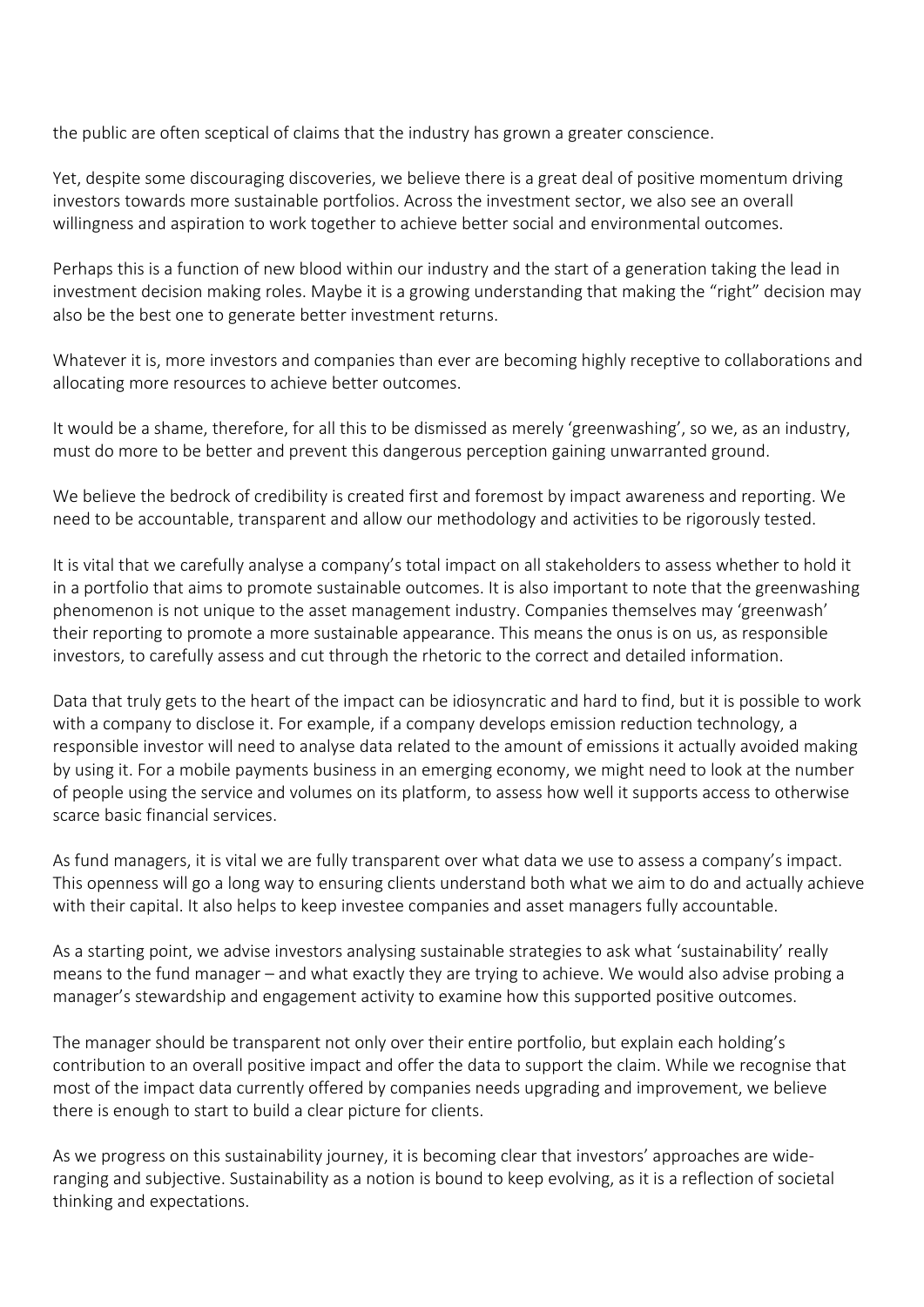the public are often sceptical of claims that the industry has grown a greater conscience.

Yet, despite some discouraging discoveries, we believe there is a great deal of positive momentum driving investors towards more sustainable portfolios. Across the investment sector, we also see an overall willingness and aspiration to work together to achieve better social and environmental outcomes.

Perhaps this is a function of new blood within our industry and the start of a generation taking the lead in investment decision making roles. Maybe it is a growing understanding that making the "right" decision may also be the best one to generate better investment returns.

Whatever it is, more investors and companies than ever are becoming highly receptive to collaborations and allocating more resources to achieve better outcomes.

It would be a shame, therefore, for all this to be dismissed as merely 'greenwashing', so we, as an industry, must do more to be better and prevent this dangerous perception gaining unwarranted ground.

We believe the bedrock of credibility is created first and foremost by impact awareness and reporting. We need to be accountable, transparent and allow our methodology and activities to be rigorously tested.

It is vital that we carefully analyse a company's total impact on all stakeholders to assess whether to hold it in a portfolio that aims to promote sustainable outcomes. It is also important to note that the greenwashing phenomenon is not unique to the asset management industry. Companies themselves may 'greenwash' their reporting to promote a more sustainable appearance. This means the onus is on us, as responsible investors, to carefully assess and cut through the rhetoric to the correct and detailed information.

Data that truly gets to the heart of the impact can be idiosyncratic and hard to find, but it is possible to work with a company to disclose it. For example, if a company develops emission reduction technology, a responsible investor will need to analyse data related to the amount of emissions it actually avoided making by using it. For a mobile payments business in an emerging economy, we might need to look at the number of people using the service and volumes on its platform, to assess how well it supports access to otherwise scarce basic financial services.

As fund managers, it is vital we are fully transparent over what data we use to assess a company's impact. This openness will go a long way to ensuring clients understand both what we aim to do and actually achieve with their capital. It also helps to keep investee companies and asset managers fully accountable.

As a starting point, we advise investors analysing sustainable strategies to ask what 'sustainability' really means to the fund manager – and what exactly they are trying to achieve. We would also advise probing a manager's stewardship and engagement activity to examine how this supported positive outcomes.

The manager should be transparent not only over their entire portfolio, but explain each holding's contribution to an overall positive impact and offer the data to support the claim. While we recognise that most of the impact data currently offered by companies needs upgrading and improvement, we believe there is enough to start to build a clear picture for clients.

As we progress on this sustainability journey, it is becoming clear that investors' approaches are wide-ranging and subjective. Sustainability as a notion is bound to keep evolving, as it is a reflection of societal thinking and expectations.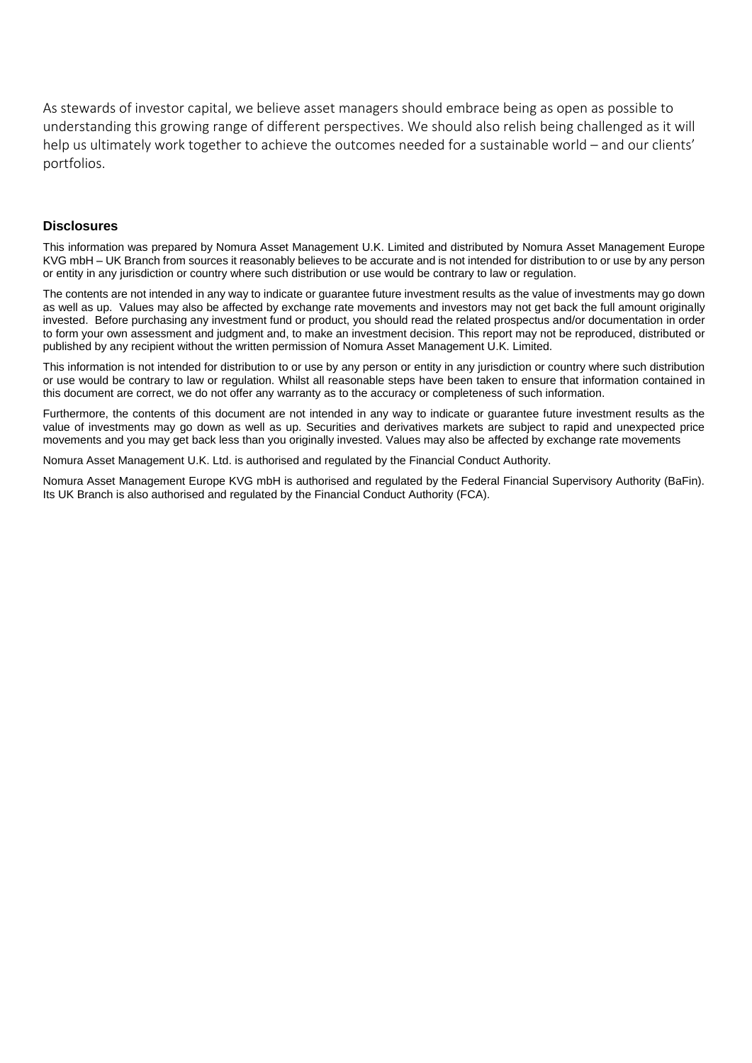As stewards of investor capital, we believe asset managers should embrace being as open as possible to understanding this growing range of different perspectives. We should also relish being challenged as it will help us ultimately work together to achieve the outcomes needed for a sustainable world – and our clients' portfolios.

### Disclosures

This information was prepared by Nomura Asset Management U.K. Limited and distributed by Nomura Asset Management Europe KVG mbH – UK Branch from sources it reasonably believes to be accurate and is not intended for distribution to or use by any person or entity in any jurisdiction or country where such distribution or use would be contrary to law or regulation.

The contents are not intended in any way to indicate or guarantee future investment results as the value of investments may go down as well as up. Values may also be affected by exchange rate movements and investors may not get back the full amount originally invested. Before purchasing any investment fund or product, you should read the related prospectus and/or documentation in order to form your own assessment and judgment and, to make an investment decision. This report may not be reproduced, distributed or published by any recipient without the written permission of Nomura Asset Management U.K. Limited.

This information is not intended for distribution to or use by any person or entity in any jurisdiction or country where such distribution or use would be contrary to law or regulation. Whilst all reasonable steps have been taken to ensure that information contained in this document are correct, we do not offer any warranty as to the accuracy or completeness of such information.

Furthermore, the contents of this document are not intended in any way to indicate or guarantee future investment results as the value of investments may go down as well as up. Securities and derivatives markets are subject to rapid and unexpected price movements and you may get back less than you originally invested. Values may also be affected by exchange rate movements

Nomura Asset Management U.K. Ltd. is authorised and regulated by the Financial Conduct Authority.

Nomura Asset Management Europe KVG mbH is authorised and regulated by the Federal Financial Supervisory Authority (BaFin). Its UK Branch is also authorised and regulated by the Financial Conduct Authority (FCA).